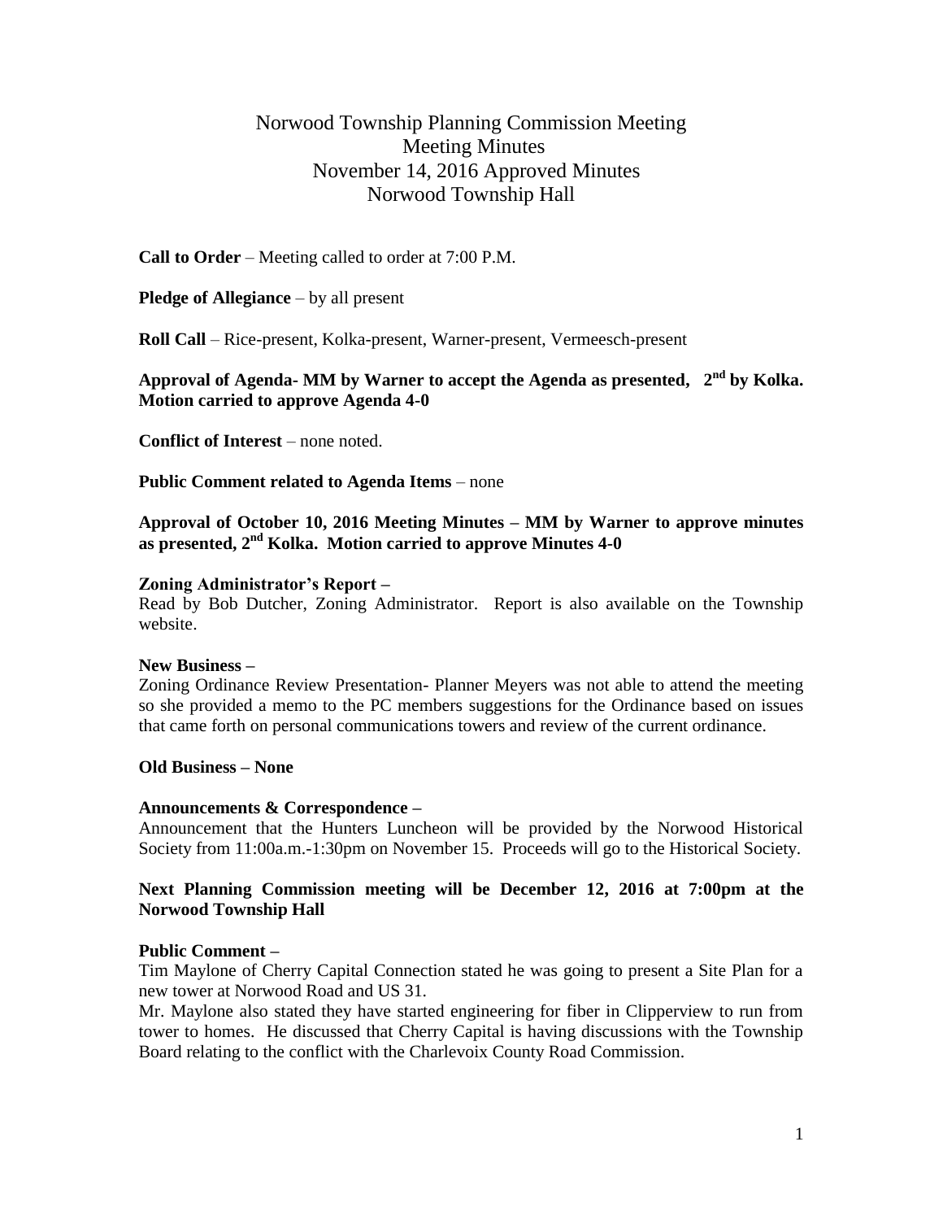# Norwood Township Planning Commission Meeting
## Meeting Minutes
## November 14, 2016 Approved Minutes
## Norwood Township Hall

**Call to Order** – Meeting called to order at 7:00 P.M.

**Pledge of Allegiance** – by all present

**Roll Call** – Rice-present, Kolka-present, Warner-present, Vermeesch-present

**Approval of Agenda- MM by Warner to accept the Agenda as presented, 2nd by Kolka. Motion carried to approve Agenda 4-0**

**Conflict of Interest** – none noted.

**Public Comment related to Agenda Items** – none

**Approval of October 10, 2016 Meeting Minutes – MM by Warner to approve minutes as presented, 2nd Kolka. Motion carried to approve Minutes 4-0**

**Zoning Administrator's Report –**

Read by Bob Dutcher, Zoning Administrator. Report is also available on the Township website.

**New Business –**

Zoning Ordinance Review Presentation- Planner Meyers was not able to attend the meeting so she provided a memo to the PC members suggestions for the Ordinance based on issues that came forth on personal communications towers and review of the current ordinance.

**Old Business – None**

**Announcements & Correspondence –**

Announcement that the Hunters Luncheon will be provided by the Norwood Historical Society from 11:00a.m.-1:30pm on November 15. Proceeds will go to the Historical Society.

**Next Planning Commission meeting will be December 12, 2016 at 7:00pm at the Norwood Township Hall**

**Public Comment –**

Tim Maylone of Cherry Capital Connection stated he was going to present a Site Plan for a new tower at Norwood Road and US 31.

Mr. Maylone also stated they have started engineering for fiber in Clipperview to run from tower to homes. He discussed that Cherry Capital is having discussions with the Township Board relating to the conflict with the Charlevoix County Road Commission.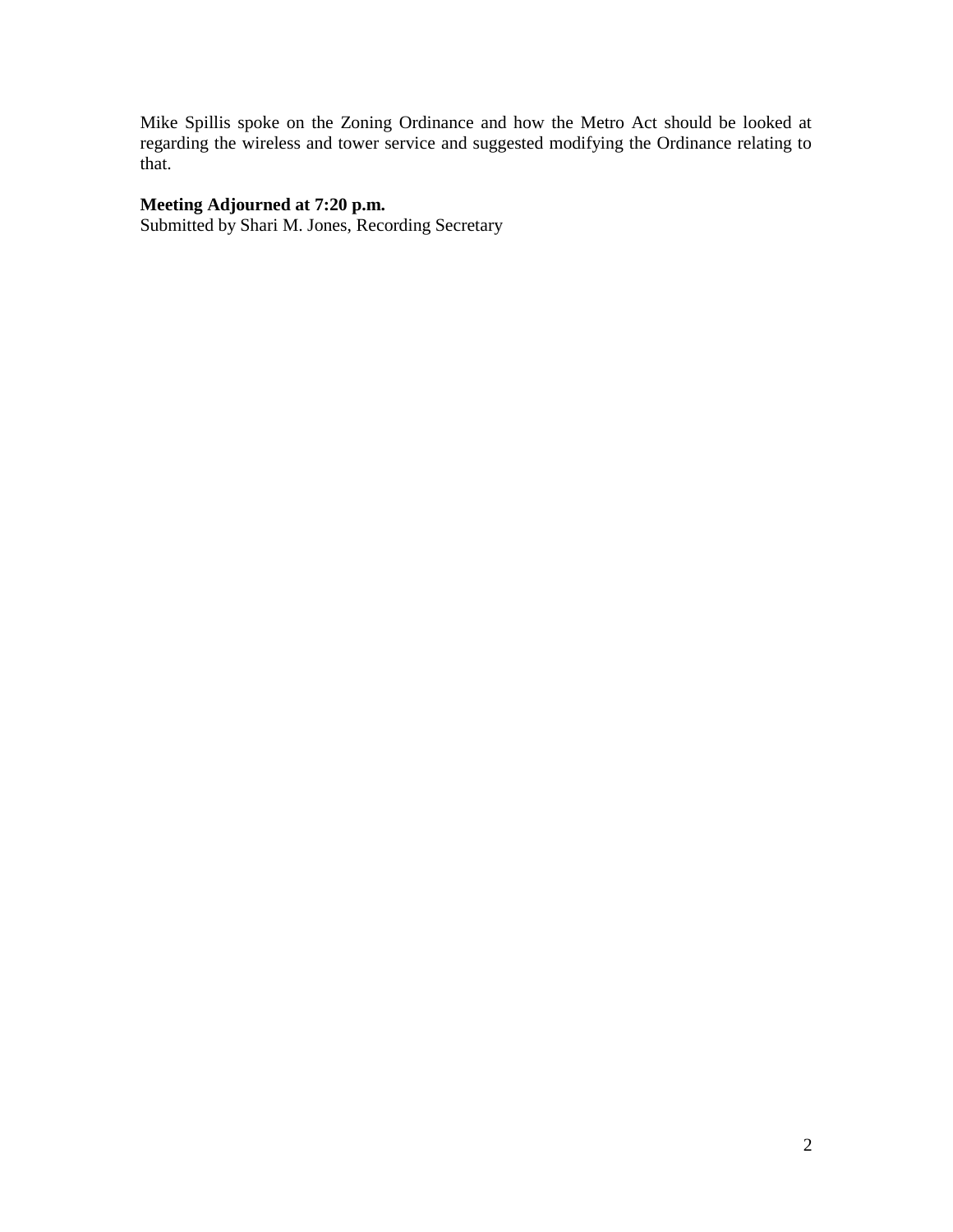Mike Spillis spoke on the Zoning Ordinance and how the Metro Act should be looked at regarding the wireless and tower service and suggested modifying the Ordinance relating to that.

**Meeting Adjourned at 7:20 p.m.**
Submitted by Shari M. Jones, Recording Secretary